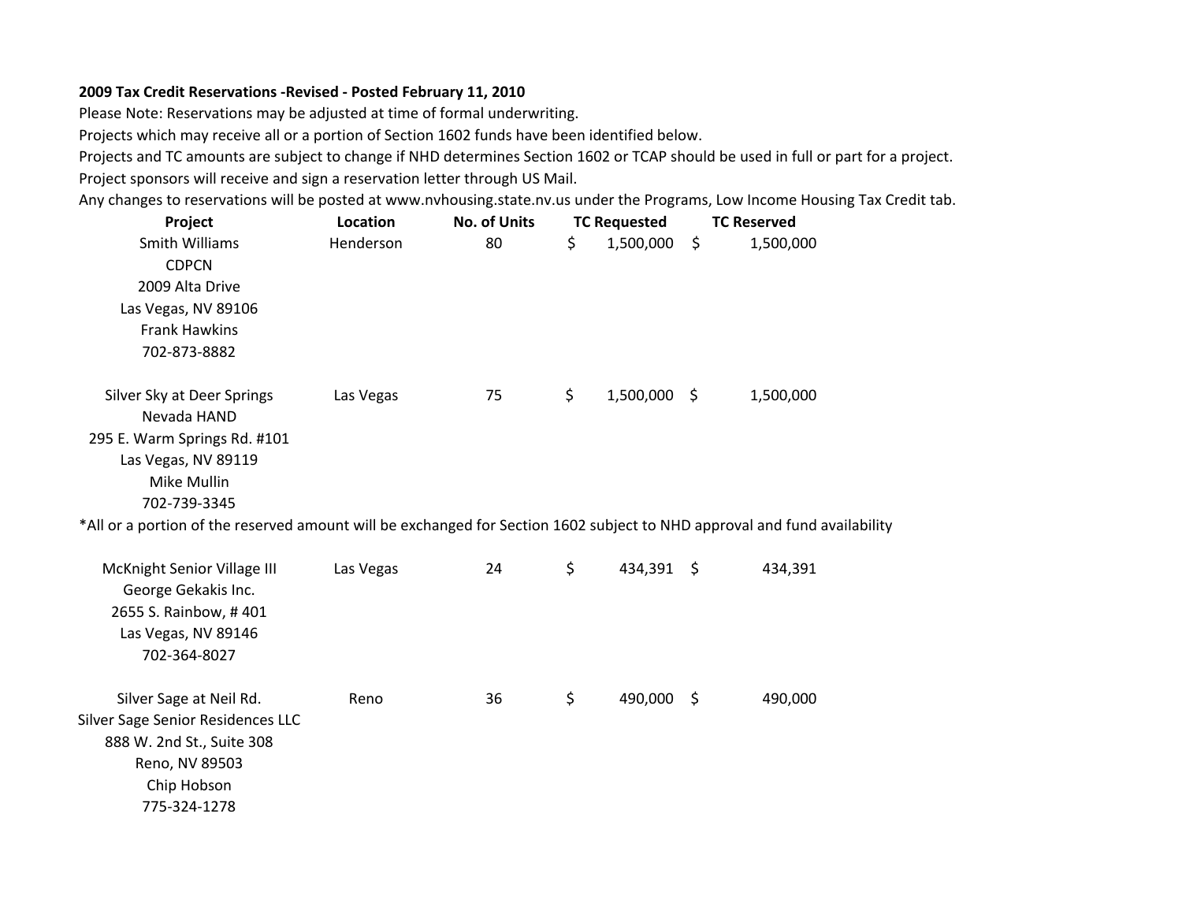**2009 Tax Credit Reservations -Revised - Posted February 11, 2010**

Please Note: Reservations may be adjusted at time of formal underwriting.

Projects which may receive all or a portion of Section 1602 funds have been identified below.

Projects and TC amounts are subject to change if NHD determines Section 1602 or TCAP should be used in full or part for a project.

Project sponsors will receive and sign a reservation letter through US Mail.

Any changes to reservations will be posted at www.nvhousing.state.nv.us under the Programs, Low Income Housing Tax Credit tab.

| Project | Location | No. of Units | TC Requested | TC Reserved |
|---|---|---|---|---|
| Smith Williams<br>CDPCN<br>2009 Alta Drive<br>Las Vegas, NV 89106<br>Frank Hawkins<br>702-873-8882 | Henderson | 80 | $ 1,500,000 | $ 1,500,000 |
| Silver Sky at Deer Springs<br>Nevada HAND<br>295 E. Warm Springs Rd. #101<br>Las Vegas, NV 89119<br>Mike Mullin<br>702-739-3345 | Las Vegas | 75 | $ 1,500,000 | $ 1,500,000 |
| *All or a portion of the reserved amount will be exchanged for Section 1602 subject to NHD approval and fund availability | | | | |
| McKnight Senior Village III<br>George Gekakis Inc.<br>2655 S. Rainbow, # 401<br>Las Vegas, NV 89146<br>702-364-8027 | Las Vegas | 24 | $ 434,391 | $ 434,391 |
| Silver Sage at Neil Rd.<br>Silver Sage Senior Residences LLC<br>888 W. 2nd St., Suite 308<br>Reno, NV 89503<br>Chip Hobson<br>775-324-1278 | Reno | 36 | $ 490,000 | $ 490,000 |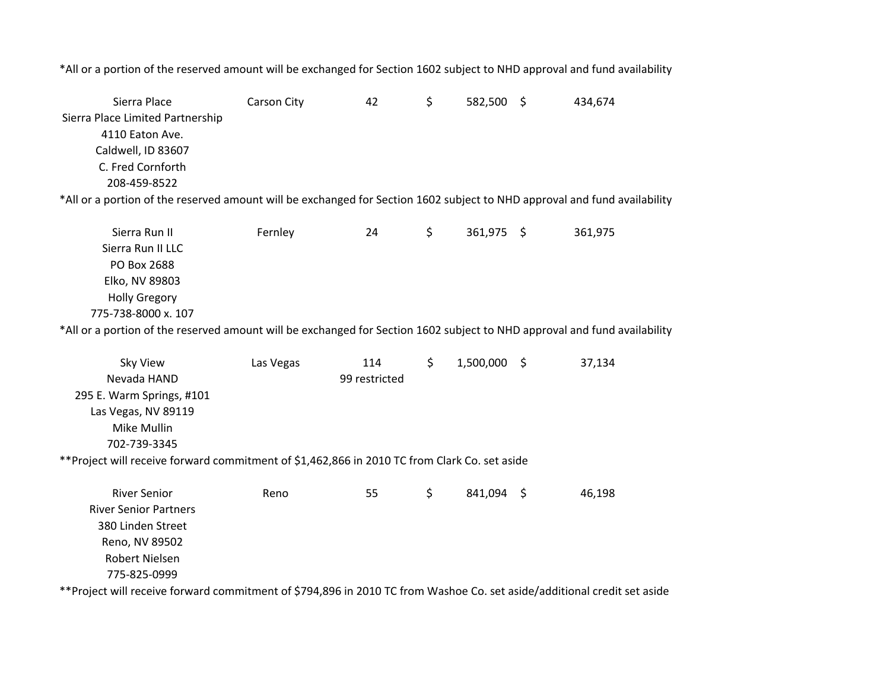*All or a portion of the reserved amount will be exchanged for Section 1602 subject to NHD approval and fund availability

| | | | | |
|---|---|---|---|---|
| Sierra Place<br>Sierra Place Limited Partnership<br>4110 Eaton Ave.<br>Caldwell, ID 83607<br>C. Fred Cornforth<br>208-459-8522 | Carson City | 42 | $ 582,500 | $ 434,674 |

*All or a portion of the reserved amount will be exchanged for Section 1602 subject to NHD approval and fund availability

| | | | | |
|---|---|---|---|---|
| Sierra Run II<br>Sierra Run II LLC<br>PO Box 2688<br>Elko, NV 89803<br>Holly Gregory<br>775-738-8000 x. 107 | Fernley | 24 | $ 361,975 | $ 361,975 |

*All or a portion of the reserved amount will be exchanged for Section 1602 subject to NHD approval and fund availability

| | | | | |
|---|---|---|---|---|
| Sky View<br>Nevada HAND<br>295 E. Warm Springs, #101<br>Las Vegas, NV 89119<br>Mike Mullin<br>702-739-3345 | Las Vegas | 114<br>99 restricted | $ 1,500,000 | $ 37,134 |

**Project will receive forward commitment of $1,462,866 in 2010 TC from Clark Co. set aside

| | | | | |
|---|---|---|---|---|
| River Senior<br>River Senior Partners<br>380 Linden Street<br>Reno, NV 89502<br>Robert Nielsen<br>775-825-0999 | Reno | 55 | $ 841,094 | $ 46,198 |

**Project will receive forward commitment of $794,896 in 2010 TC from Washoe Co. set aside/additional credit set aside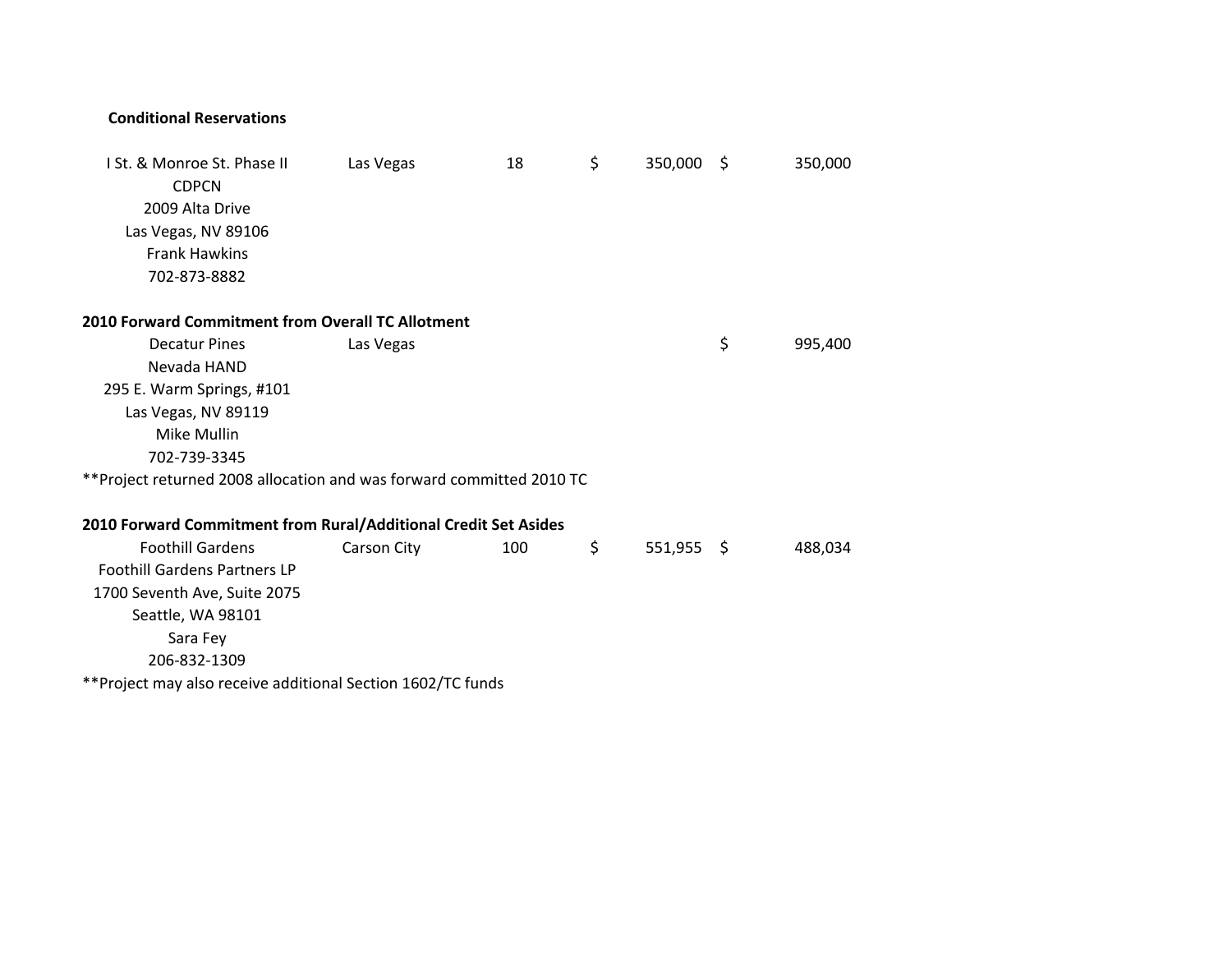**Conditional Reservations**

| | | | | |
|---|---|---|---|---|
| I St. & Monroe St. Phase II<br>CDPCN<br>2009 Alta Drive<br>Las Vegas, NV 89106<br>Frank Hawkins<br>702-873-8882 | Las Vegas | 18 | $ 350,000 | $ 350,000 |

**2010 Forward Commitment from Overall TC Allotment**

| | | | | |
|---|---|---|---|---|
| Decatur Pines<br>Nevada HAND<br>295 E. Warm Springs, #101<br>Las Vegas, NV 89119<br>Mike Mullin<br>702-739-3345 | Las Vegas | | | $ 995,400 |

**Project returned 2008 allocation and was forward committed 2010 TC

**2010 Forward Commitment from Rural/Additional Credit Set Asides**

| | | | | |
|---|---|---|---|---|
| Foothill Gardens<br>Foothill Gardens Partners LP<br>1700 Seventh Ave, Suite 2075<br>Seattle, WA 98101<br>Sara Fey<br>206-832-1309 | Carson City | 100 | $ 551,955 | $ 488,034 |

**Project may also receive additional Section 1602/TC funds